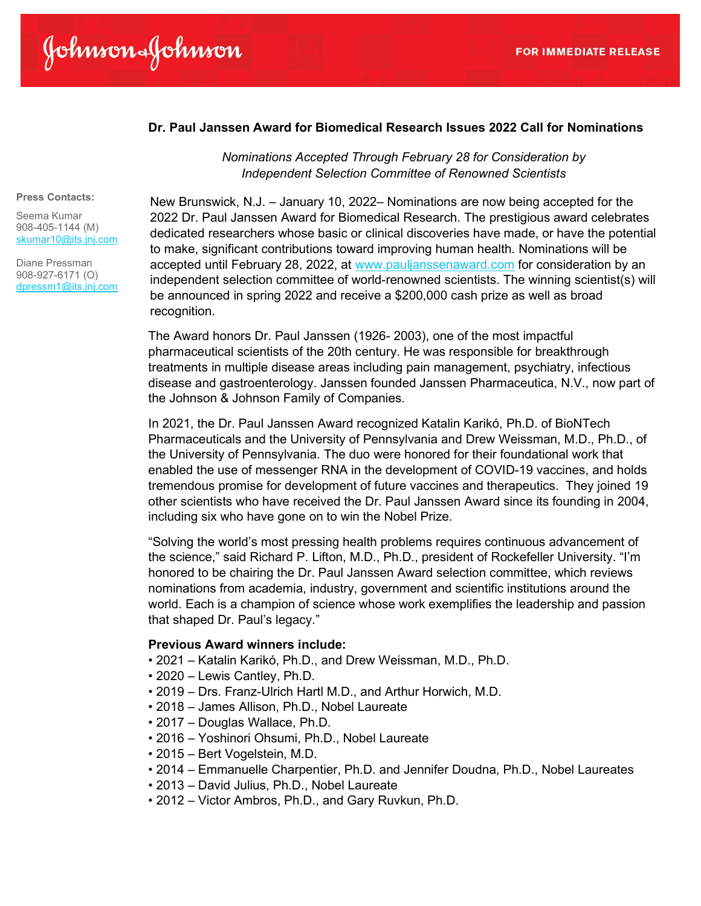Johnson & Johnson

FOR IMMEDIATE RELEASE

**Dr. Paul Janssen Award for Biomedical Research Issues 2022 Call for Nominations**

*Nominations Accepted Through February 28 for Consideration by Independent Selection Committee of Renowned Scientists*

**Press Contacts:**

Seema Kumar
908-405-1144 (M)
skumar10@its.jnj.com

Diane Pressman
908-927-6171 (O)
dpressm1@its.jnj.com

New Brunswick, N.J. – January 10, 2022– Nominations are now being accepted for the 2022 Dr. Paul Janssen Award for Biomedical Research. The prestigious award celebrates dedicated researchers whose basic or clinical discoveries have made, or have the potential to make, significant contributions toward improving human health. Nominations will be accepted until February 28, 2022, at www.pauljanssenaward.com for consideration by an independent selection committee of world-renowned scientists. The winning scientist(s) will be announced in spring 2022 and receive a $200,000 cash prize as well as broad recognition.

The Award honors Dr. Paul Janssen (1926- 2003), one of the most impactful pharmaceutical scientists of the 20th century. He was responsible for breakthrough treatments in multiple disease areas including pain management, psychiatry, infectious disease and gastroenterology. Janssen founded Janssen Pharmaceutica, N.V., now part of the Johnson & Johnson Family of Companies.

In 2021, the Dr. Paul Janssen Award recognized Katalin Karikó, Ph.D. of BioNTech Pharmaceuticals and the University of Pennsylvania and Drew Weissman, M.D., Ph.D., of the University of Pennsylvania. The duo were honored for their foundational work that enabled the use of messenger RNA in the development of COVID-19 vaccines, and holds tremendous promise for development of future vaccines and therapeutics. They joined 19 other scientists who have received the Dr. Paul Janssen Award since its founding in 2004, including six who have gone on to win the Nobel Prize.

"Solving the world's most pressing health problems requires continuous advancement of the science," said Richard P. Lifton, M.D., Ph.D., president of Rockefeller University. "I'm honored to be chairing the Dr. Paul Janssen Award selection committee, which reviews nominations from academia, industry, government and scientific institutions around the world. Each is a champion of science whose work exemplifies the leadership and passion that shaped Dr. Paul's legacy."

**Previous Award winners include:**

- 2021 – Katalin Karikó, Ph.D., and Drew Weissman, M.D., Ph.D.
- 2020 – Lewis Cantley, Ph.D.
- 2019 – Drs. Franz-Ulrich Hartl M.D., and Arthur Horwich, M.D.
- 2018 – James Allison, Ph.D., Nobel Laureate
- 2017 – Douglas Wallace, Ph.D.
- 2016 – Yoshinori Ohsumi, Ph.D., Nobel Laureate
- 2015 – Bert Vogelstein, M.D.
- 2014 – Emmanuelle Charpentier, Ph.D. and Jennifer Doudna, Ph.D., Nobel Laureates
- 2013 – David Julius, Ph.D., Nobel Laureate
- 2012 – Victor Ambros, Ph.D., and Gary Ruvkun, Ph.D.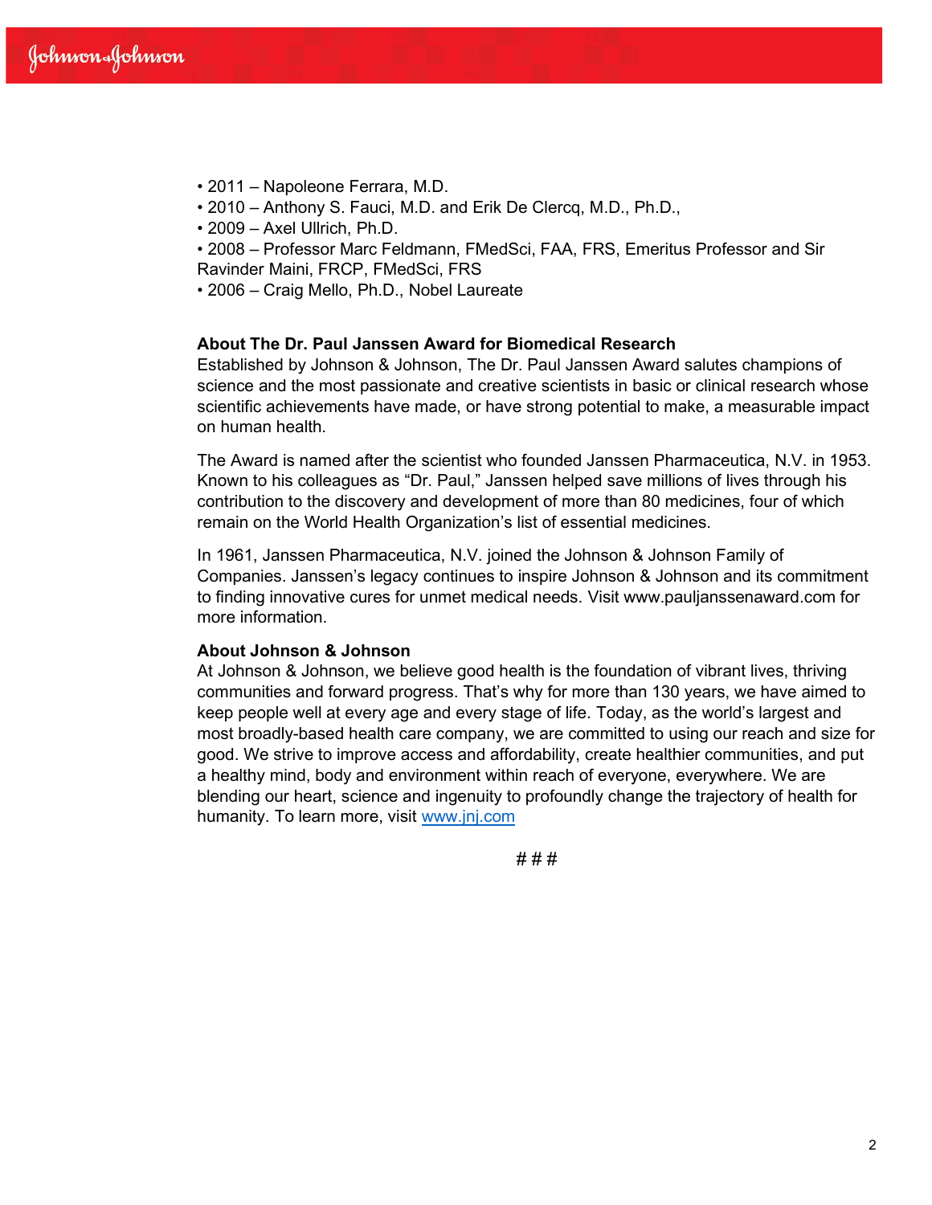- 2011 – Napoleone Ferrara, M.D.
- 2010 – Anthony S. Fauci, M.D. and Erik De Clercq, M.D., Ph.D.,
- 2009 – Axel Ullrich, Ph.D.
- 2008 – Professor Marc Feldmann, FMedSci, FAA, FRS, Emeritus Professor and Sir Ravinder Maini, FRCP, FMedSci, FRS
- 2006 – Craig Mello, Ph.D., Nobel Laureate

**About The Dr. Paul Janssen Award for Biomedical Research**
Established by Johnson & Johnson, The Dr. Paul Janssen Award salutes champions of science and the most passionate and creative scientists in basic or clinical research whose scientific achievements have made, or have strong potential to make, a measurable impact on human health.

The Award is named after the scientist who founded Janssen Pharmaceutica, N.V. in 1953. Known to his colleagues as "Dr. Paul," Janssen helped save millions of lives through his contribution to the discovery and development of more than 80 medicines, four of which remain on the World Health Organization's list of essential medicines.

In 1961, Janssen Pharmaceutica, N.V. joined the Johnson & Johnson Family of Companies. Janssen's legacy continues to inspire Johnson & Johnson and its commitment to finding innovative cures for unmet medical needs. Visit www.pauljanssenaward.com for more information.

**About Johnson & Johnson**
At Johnson & Johnson, we believe good health is the foundation of vibrant lives, thriving communities and forward progress. That's why for more than 130 years, we have aimed to keep people well at every age and every stage of life. Today, as the world's largest and most broadly-based health care company, we are committed to using our reach and size for good. We strive to improve access and affordability, create healthier communities, and put a healthy mind, body and environment within reach of everyone, everywhere. We are blending our heart, science and ingenuity to profoundly change the trajectory of health for humanity. To learn more, visit www.jnj.com

# # #